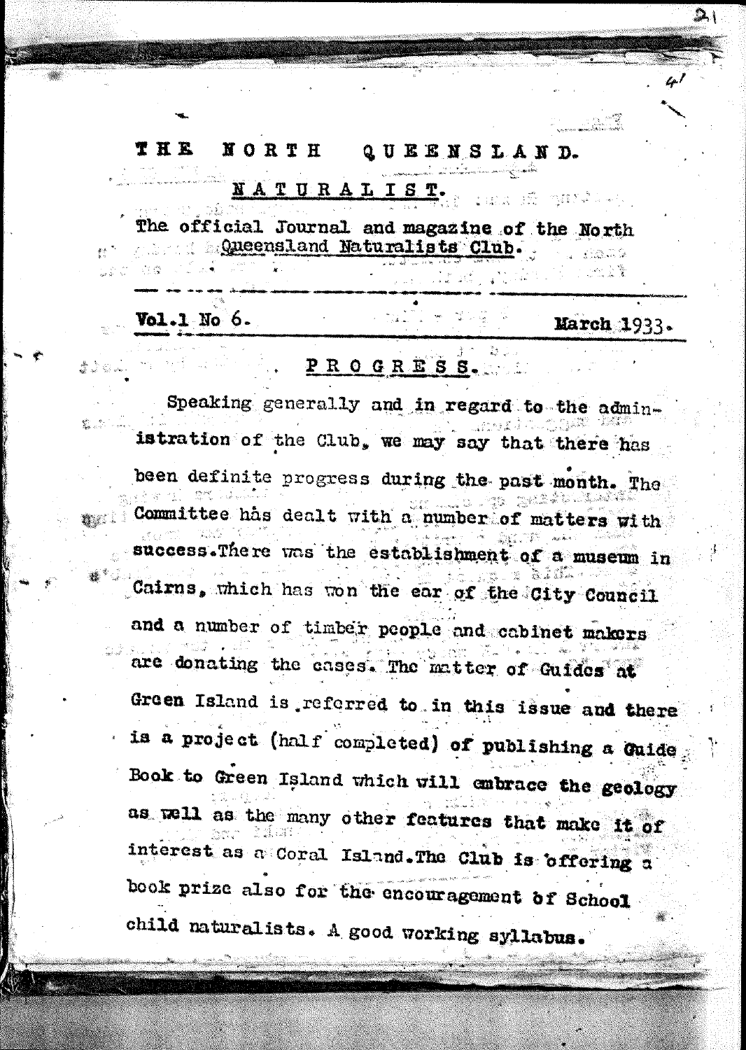# THE NORTH QUEENSLAND.

## NATURALIST.

The official Journal and magazine of the North Queensland Naturalists Club.

**Vol.1 No 6.** **March 1933.**

## PROGRESS.

Speaking generally and in regard to the administration of the Club, we may say that there has been definite progress during the past month. The Committee has dealt with a number of matters with success. There was the establishment of a museum in Cairns, which has won the ear of the City Council and a number of timber people and cabinet makers are donating the cases. The matter of Guides at Green Island is referred to in this issue and there is a project (half completed) of publishing a Guide Book to Green Island which will embrace the geology as well as the many other features that make it of interest as a Coral Island. The Club is offering a book prize also for the encouragement of School child naturalists. A good working syllabus.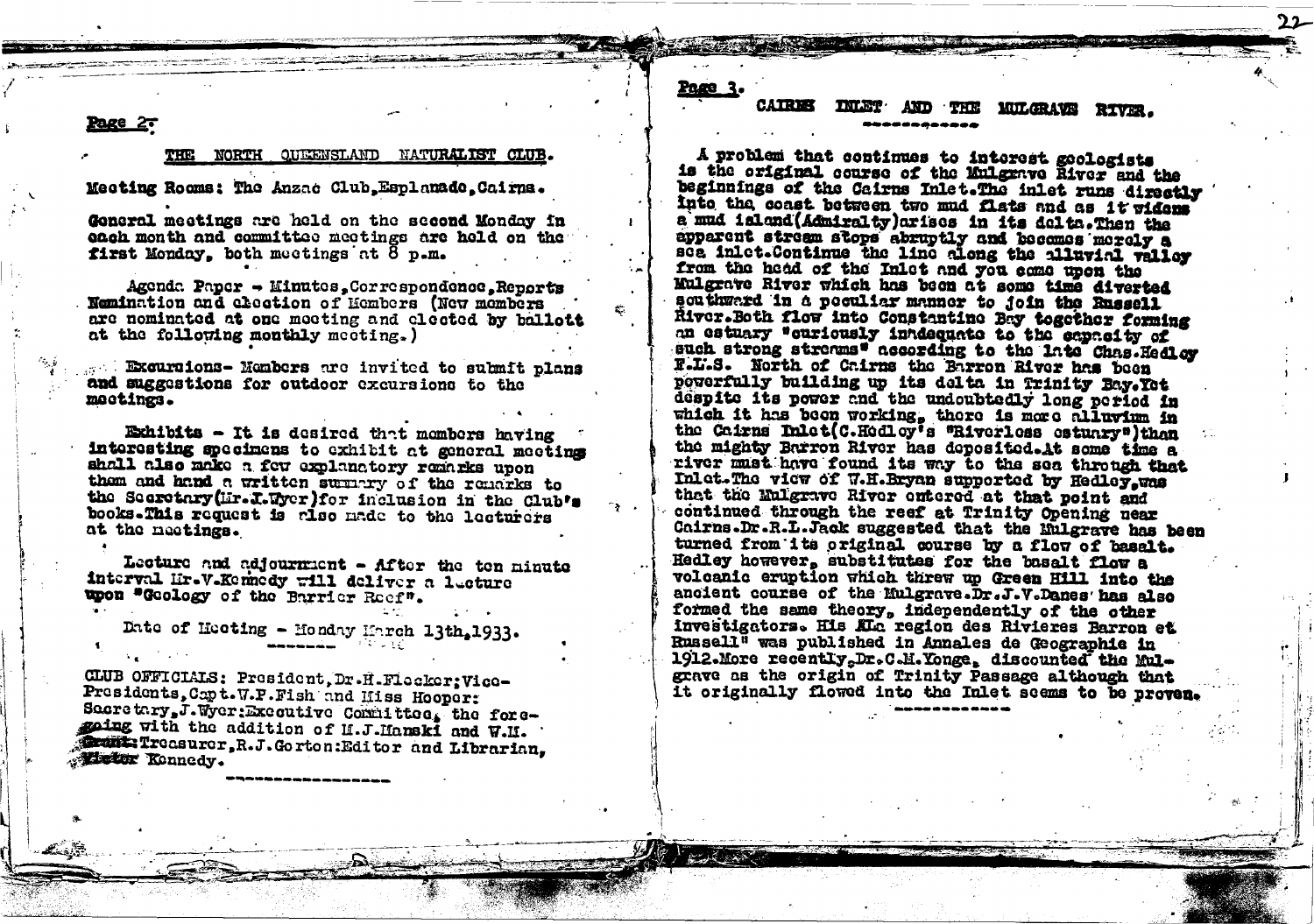## THE NORTH QUEENSLAND NATURALIST CLUB.

Meeting Rooms: The Anzac Club, Esplanade, Cairns.

General meetings are held on the second Monday in each month and committee meetings are held on the first Monday, both meetings at 8 p.m.

Agenda Paper - Minutes, Correspondence, Reports Nomination and election of Members (New members are nominated at one meeting and elected by ballott at the following monthly meeting.)

Excursions- Members are invited to submit plans and suggestions for outdoor excursions to the meetings.

Exhibits - It is desired that members having interesting specimens to exhibit at general meeting shall also make a few explanatory remarks upon them and hand a written summary of the remarks to the Secretary (Mr. I. Wyer) for inclusion in the Club's books. This request is also made to the lecturers at the meetings.

Lecture and adjournment - After the ten minute interval Mr. V. Kennedy will deliver a lecture upon "Geology of the Barrier Reef".

Date of Meeting - Monday March 13th, 1933.

CLUB OFFICIALS: President, Dr. H. Flecker; Vice-Presidents, Capt. W.P. Fish and Miss Hooper: Secretary, J. Wyer: Executive Committee, the foregoing with the addition of M.J. Manski and W.H. Grant: Treasurer, R.J. Gorton: Editor and Librarian, Victor Kennedy.

## CAIRNS INLET AND THE MULGRAVE RIVER.

A problem that continues to interest geologists is the original course of the Mulgrave River and the beginnings of the Cairns Inlet. The inlet runs directly into the coast between two mud flats and as it widens a mud island (Admiralty) arises in its delta. Then the apparent stream stops abruptly and becomes merely a sea inlet. Continue the line along the alluvial valley from the head of the Inlet and you come upon the Mulgrave River which has been at some time diverted southward in a peculiar manner to join the Russell River. Both flow into Constantine Bay together forming an estuary "curiously inadequate to the capacity of such strong streams" according to the late Chas. Hedley F.L.S. North of Cairns the Barron River has been powerfully building up its delta in Trinity Bay. Yet despite its power and the undoubtedly long period in which it has been working, there is more alluvium in the Cairns Inlet (C. Hedley's "Riverless estuary") than the mighty Barron River has deposited. At some time a river must have found its way to the sea through that Inlet. The view of W.H. Bryan supported by Hedley, was that the Mulgrave River entered at that point and continued through the reef at Trinity Opening near Cairns. Dr. R.L. Jack suggested that the Mulgrave has been turned from its original course by a flow of basalt. Hedley however, substitutes for the basalt flow a volcanic eruption which threw up Green Hill into the ancient course of the Mulgrave. Dr. J.V. Danes has also formed the same theory, independently of the other investigators. His "La region des Rivieres Barron et Russell" was published in Annales de Geographie in 1912. More recently, Dr. C.M. Yonge, discounted the Mulgrave as the origin of Trinity Passage although that it originally flowed into the Inlet seems to be proven.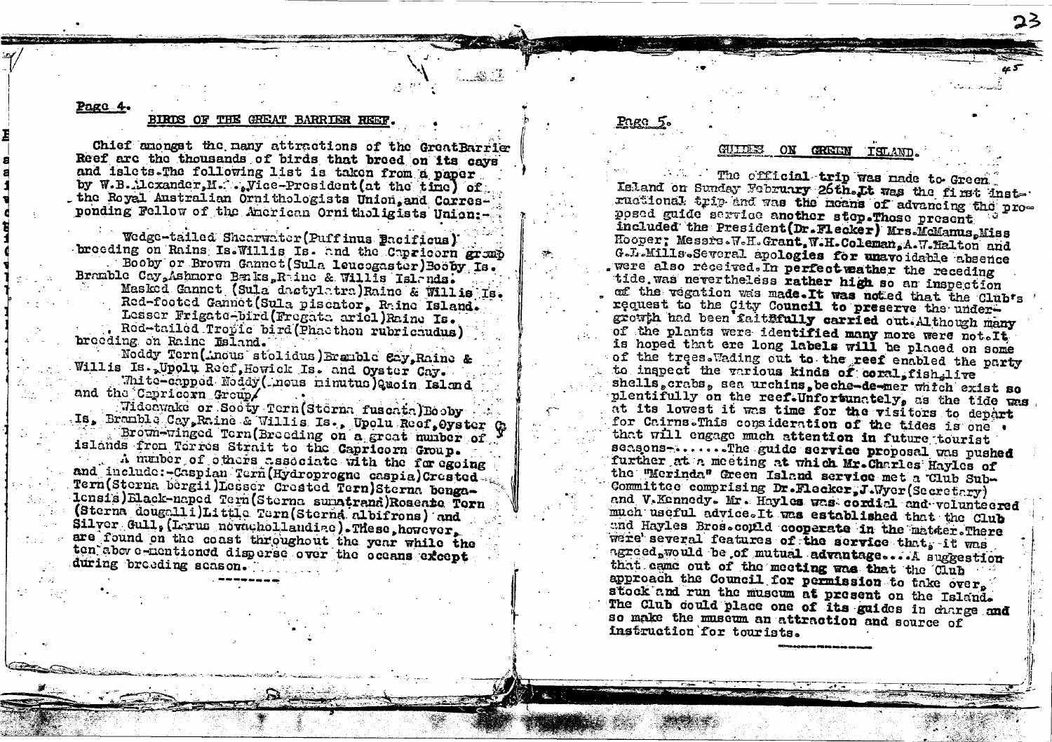Page 4.

## BIRDS OF THE GREAT BARRIER REEF.

Chief amongst the many attractions of the GreatBarrier Reef are the thousands of birds that breed on its cays and islets.The following list is taken from a paper by W.B.Alexander,M.A.,Vice-President(at the time) of the Royal Australian Ornithologists Union,and Corresponding Fellow of the American Ornitholigists Union:-

Wedge-tailed Shearwater(Puffinus Pacificus) breeding on Rains Is.Willis Is. and the Capricorn group

Booby or Brown Gannet(Sula leucogaster)Booby Is. Bramble Cay,Ashmore Banks,Raine & Willis Islands.

Masked Gannet (Sula dactylatra)Raine & Willis Is.

Red-footed Gannet(Sula piscator, Raine Island.

Lesser Frigate-bird(Fregata ariel)Raine Is.

Red-tailed Tropic bird(Phaethon rubricaudus) breeding on Raine Island.

Noddy Tern(Anous stolidus)Bramble Cay,Raine & Willis Is.,Upolu Reef,Howick Is. and Oyster Cay.

White-capped Noddy(Anous minutus)Quoin Island and the Capricorn Group.

Wideawake or Sooty Tern(Sterna fuscata)Booby Is, Bramble Cay,Raine & Willis Is., Upolu Reef,Oyster Cay

Brown-winged Tern(Breeding on a great number of islands from Torres Strait to the Capricorn Group.

A number of others associate with the foregoing and include:-Caspian Tern(Hydroprogne caspia)Crested Tern(Sterna bergii)Lesser Crested Tern)Sterna bengalensis)Black-naped Tern(Sterna sumatrana)Roseate Tern (Sterna dougalli)Little Tern(Sterna albifrons) and Silver Gull,(Larus novaehollandiae).These,however, are found on the coast throughout the year while the ten above-mentioned disperse over the oceans except during breeding season.

---

Page 5.

## GUIDES ON GREEN ISLAND.

The official trip was made to Green Island on Sunday February 26th.It was the first instructional trip and was the means of advancing the proposed guide service another step.Those present included the President(Dr.Flecker) Mrs.McManus,Miss Hooper; Messrs.W.H.Grant,W.H.Coleman,A.W.Halton and G.L.Mills.Several apologies for unavoidable absence were also received.In perfect weather the receding tide was nevertheless rather high so an inspection of the vegation was made.It was noted that the Club's request to the City Council to preserve the undergrowth had been faithfully carried out.Although many of the plants were identified many more were not.It is hoped that ere long labels will be placed on some of the trees.Wading out to the reef enabled the party to inspect the various kinds of coral,fish,live shells,crabs, sea urchins,beche-de-mer which exist so plentifully on the reef.Unfortunately, as the tide was at its lowest it was time for the visitors to depart for Cairns.This consideration of the tides is one that will engage much attention in future tourist seasons-.......The guide service proposal was pushed further at a meeting at which Mr.Charles Hayles of the "Merinda" Green Island service met a Club Sub-Committee comprising Dr.Flecker,J.Wyer(Secretary) and V.Kennedy. Mr. Hayles was cordial and volunteered much useful advice.It was established that the Club and Hayles Bros.could cooperate in the matter.There were several features of the service that, it was agreed,would be of mutual advantage....A suggestion that came out of the meeting was that the Club approach the Council for permission to take over, stock and run the museum at present on the Island. The Club could place one of its guides in charge and so make the museum an attraction and source of instruction for tourists.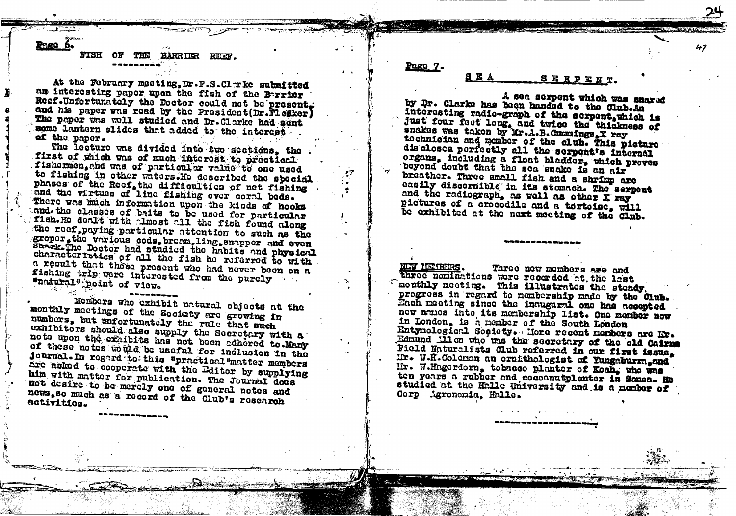# FISH OF THE BARRIER REEF.

At the February meeting, Dr. P.S. Clarke submitted an interesting paper upon the fish of the Barrier Reef. Unfortunately the Doctor could not be present, and his paper was read by the President (Dr. Flecker). The paper was well studied and Dr. Clarke had sent some lantern slides that added to the interest of the paper.

The lecture was divided into two sections, the first of which was of much interest to practical fishermen, and was of particular value to one used to fishing in other waters. He described the special phases of the Reef, the difficulties of net fishing and the virtues of line fishing over coral beds. There was much information upon the kinds of hooks and the classes of baits to be used for particular fish. He dealt with almost all the fish found along the reef, paying particular attention to such as the groper, the various cods, bream, ling, snapper and even Shark. The Doctor had studied the habits and physical characteristics of all the fish he referred to with a result that those present who had never been on a fishing trip were interested from the purely "natural" point of view.

---

Members who exhibit natural objects at the monthly meetings of the Society are growing in numbers, but unfortunately the rule that such exhibitors should also supply the Secretary with a note upon the exhibits has not been adhered to. Many of these notes would be useful for inclusion in the journal. In regard to this "practical" matter members are asked to cooperate with the Editor by supplying him with matter for publication. The Journal does not desire to be merely one of general notes and news, so much as a record of the Club's research activities.

---

# SEA SERPENT.

A sea serpent which was snared by Dr. Clarke has been handed to the Club. An interesting radio-graph of the serpent, which is just four feet long, and twice the thickness of snakes was taken by Mr. A.B. Cummings, X ray technician and member of the club. This picture discloses perfectly all the serpent's internal organs, including a float bladder, which proves beyond doubt that the sea snake is an air breather. Three small fish and a shrimp are easily discernible in its stomach. The serpent and the radiograph, as well as other X ray pictures of a crocodile and a tortoise, will be exhibited at the next meeting of the Club.

---

**NEW MEMBERS.** Three new members are and three nominations were recorded at the last monthly meeting. This illustrates the steady progress in regard to membership made by the Club. Each meeting since the inaugural one has accepted new names into its membership list. One member now in London, is a member of the South London Entymological Society. More recent members are Mr. Edmund Allen who was the secretary of the old Cairns Field Naturalists Club referred in our first issue, Mr. W.H. Coleman an ornithologist of Yungaburra, and Mr. W. Hagerdorn, tobacco planter of Koah, who was ten years a rubber and cocoanutplanter in Samoa. He studied at the Halle University and is a member of Corp Agronomia, Halle.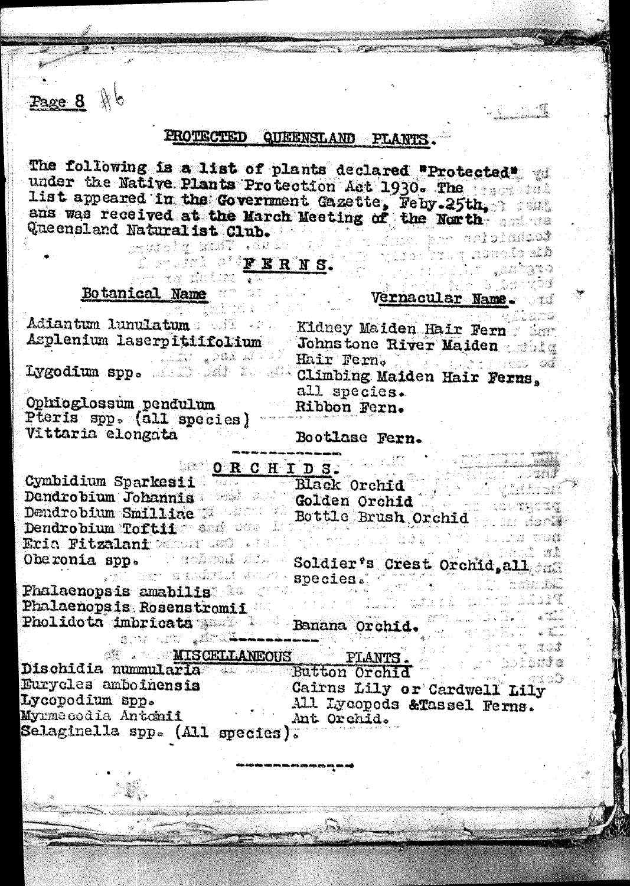# PROTECTED QUEENSLAND PLANTS.

The following is a list of plants declared "Protected" under the Native Plants Protection Act 1930. The list appeared in the Government Gazette, Feby.25th, ans was received at the March Meeting of the North Queensland Naturalist Club.

## F E R N S.

| Botanical Name | Vernacular Name. |
|---|---|
| Adiantum lunulatum | Kidney Maiden Hair Fern |
| Asplenium laserpitiifolium | Johnstone River Maiden Hair Fern. |
| Lygodium spp. | Climbing Maiden Hair Ferns, all species. |
| Ophioglossum pendulum | Ribbon Fern. |
| Pteris spp. (all species) | |
| Vittaria elongata | Bootlase Fern. |

## O R C H I D S.

| | |
|---|---|
| Cymbidium Sparkesii | Black Orchid |
| Dendrobium Johannis | Golden Orchid |
| Dendrobium Smilliae | Bottle Brush Orchid |
| Dendrobium Toftii | |
| Eria Fitzalani | |
| Oberonia spp. | Soldier's Crest Orchid, all species. |
| Phalaenopsis amabilis | |
| Phalaenopsis Rosenstromii | |
| Pholidota imbricata | Banana Orchid. |

## MISCELLANEOUS PLANTS.

| | |
|---|---|
| Dischidia nummularia | Button Orchid |
| Eurycles amboinensis | Cairns Lily or Cardwell Lily |
| Lycopodium spp. | All Lycopods &Tassel Ferns. |
| Myrmecodia Antonii | Ant Orchid. |
| Selaginella spp. (All species). | |